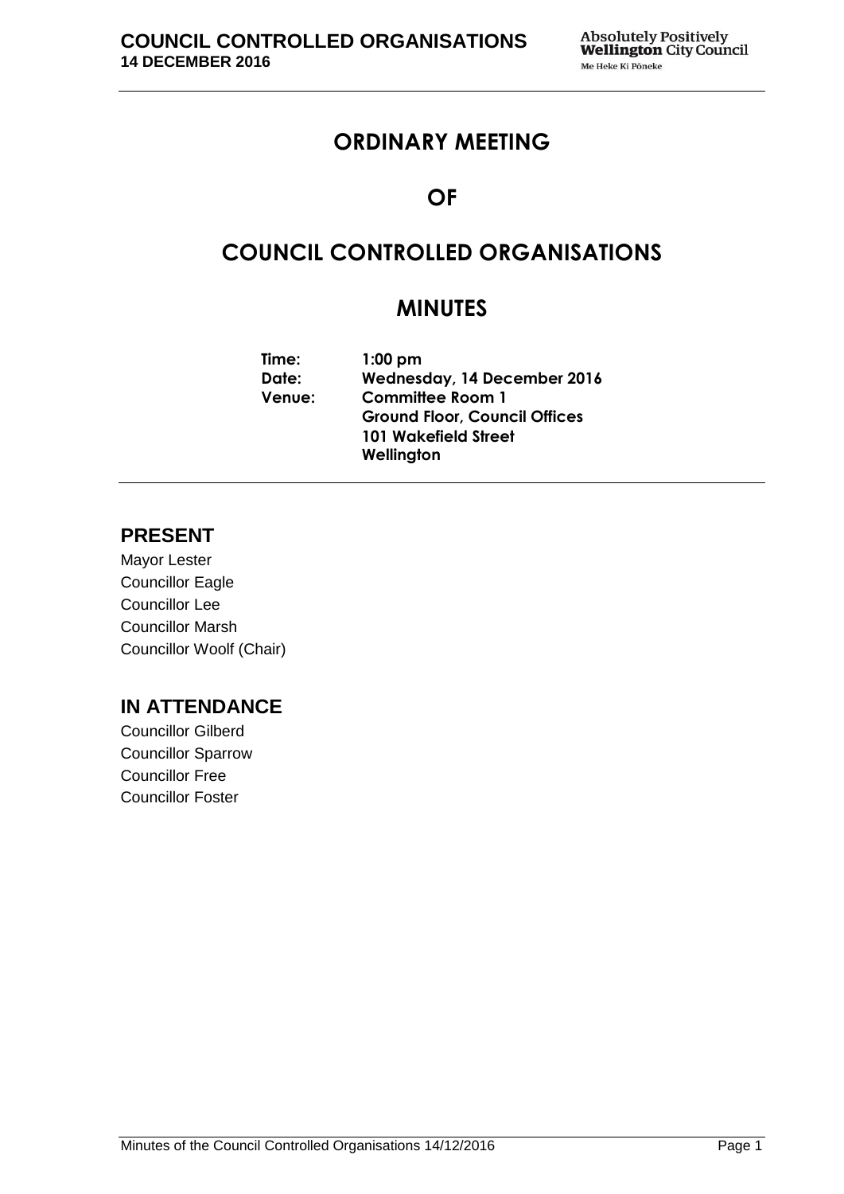# ORDINARY MEETING

# OF

# COUNCIL CONTROLLED ORGANISATIONS

# MINUTES

**Time:** 1:00 pm
**Date:** Wednesday, 14 December 2016
**Venue:** Committee Room 1
Ground Floor, Council Offices
101 Wakefield Street
Wellington

## PRESENT

Mayor Lester
Councillor Eagle
Councillor Lee
Councillor Marsh
Councillor Woolf (Chair)

## IN ATTENDANCE

Councillor Gilberd
Councillor Sparrow
Councillor Free
Councillor Foster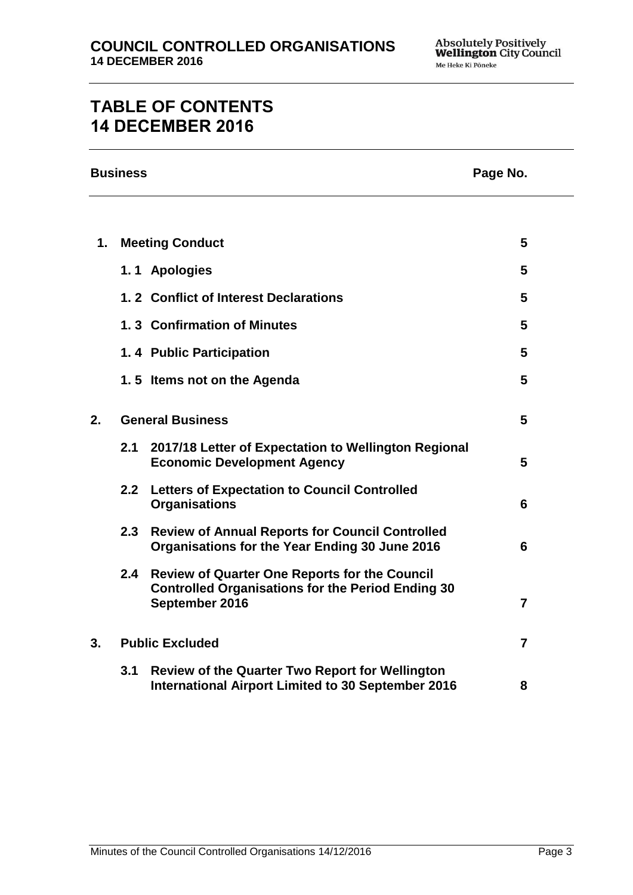# TABLE OF CONTENTS
# 14 DECEMBER 2016

| Business | | | Page No. |
|---|---|---|---|
| **1.** | **Meeting Conduct** | | **5** |
| | **1. 1** | **Apologies** | **5** |
| | **1. 2** | **Conflict of Interest Declarations** | **5** |
| | **1. 3** | **Confirmation of Minutes** | **5** |
| | **1. 4** | **Public Participation** | **5** |
| | **1. 5** | **Items not on the Agenda** | **5** |
| **2.** | **General Business** | | **5** |
| | **2.1** | **2017/18 Letter of Expectation to Wellington Regional Economic Development Agency** | **5** |
| | **2.2** | **Letters of Expectation to Council Controlled Organisations** | **6** |
| | **2.3** | **Review of Annual Reports for Council Controlled Organisations for the Year Ending 30 June 2016** | **6** |
| | **2.4** | **Review of Quarter One Reports for the Council Controlled Organisations for the Period Ending 30 September 2016** | **7** |
| **3.** | **Public Excluded** | | **7** |
| | **3.1** | **Review of the Quarter Two Report for Wellington International Airport Limited to 30 September 2016** | **8** |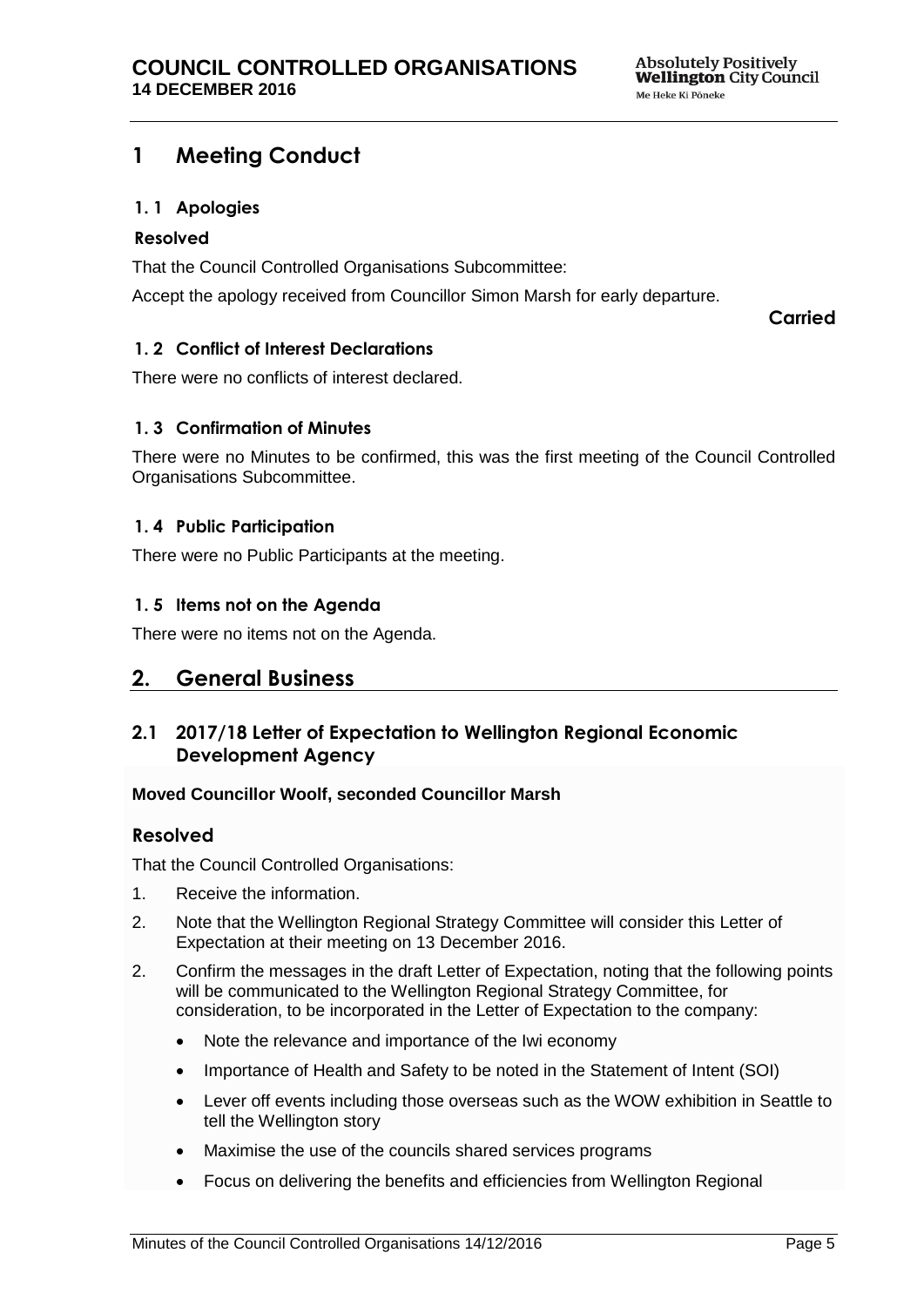# 1 Meeting Conduct

## 1. 1 Apologies

**Resolved**

That the Council Controlled Organisations Subcommittee:

Accept the apology received from Councillor Simon Marsh for early departure.

**Carried**

## 1. 2 Conflict of Interest Declarations

There were no conflicts of interest declared.

## 1. 3 Confirmation of Minutes

There were no Minutes to be confirmed, this was the first meeting of the Council Controlled Organisations Subcommittee.

## 1. 4 Public Participation

There were no Public Participants at the meeting.

## 1. 5 Items not on the Agenda

There were no items not on the Agenda.

# 2. General Business

## 2.1 2017/18 Letter of Expectation to Wellington Regional Economic Development Agency

**Moved Councillor Woolf, seconded Councillor Marsh**

### Resolved

That the Council Controlled Organisations:

1. Receive the information.
2. Note that the Wellington Regional Strategy Committee will consider this Letter of Expectation at their meeting on 13 December 2016.
2. Confirm the messages in the draft Letter of Expectation, noting that the following points will be communicated to the Wellington Regional Strategy Committee, for consideration, to be incorporated in the Letter of Expectation to the company:
   - Note the relevance and importance of the Iwi economy
   - Importance of Health and Safety to be noted in the Statement of Intent (SOI)
   - Lever off events including those overseas such as the WOW exhibition in Seattle to tell the Wellington story
   - Maximise the use of the councils shared services programs
   - Focus on delivering the benefits and efficiencies from Wellington Regional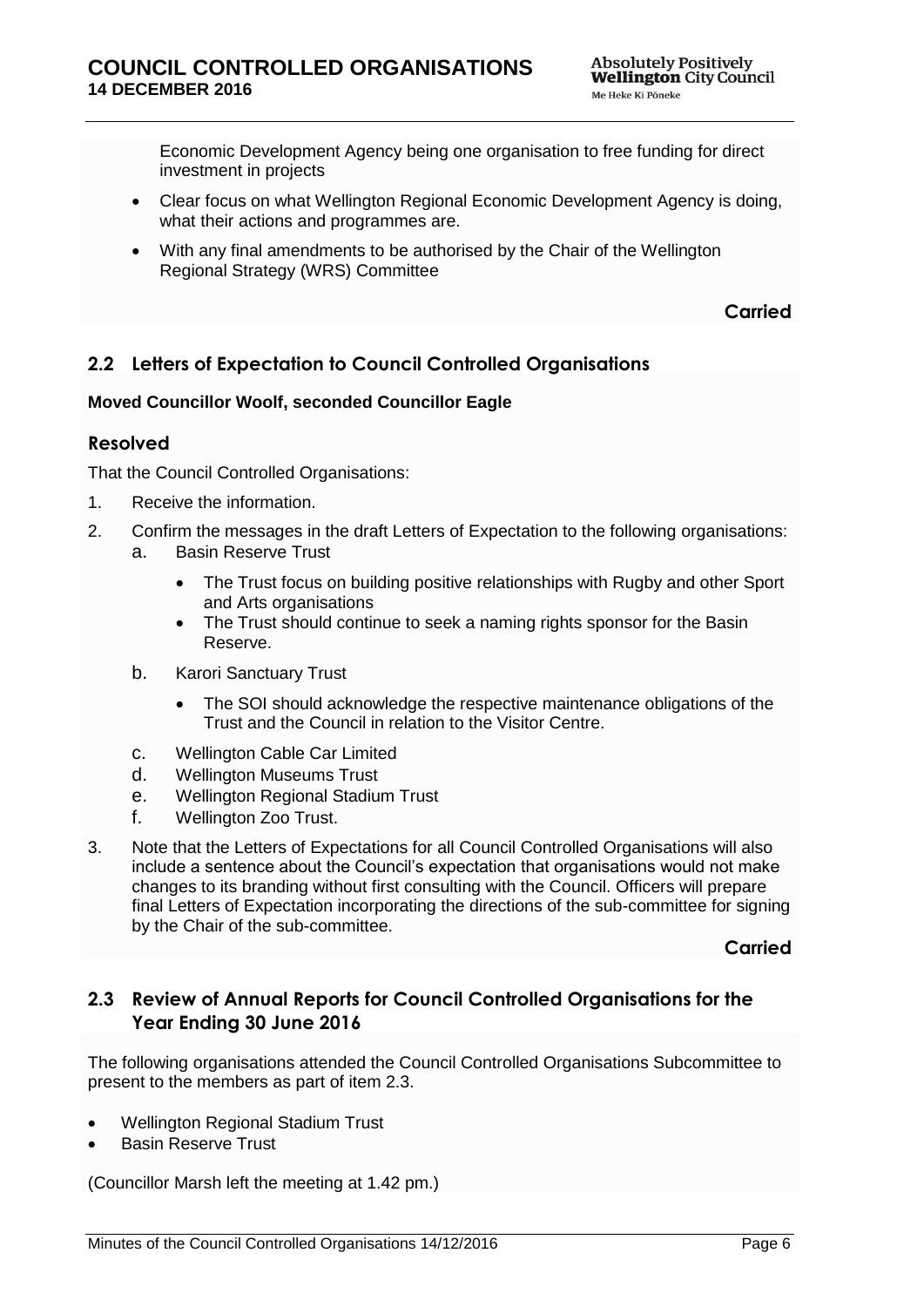Economic Development Agency being one organisation to free funding for direct investment in projects

- Clear focus on what Wellington Regional Economic Development Agency is doing, what their actions and programmes are.
- With any final amendments to be authorised by the Chair of the Wellington Regional Strategy (WRS) Committee

**Carried**

## 2.2 Letters of Expectation to Council Controlled Organisations

**Moved Councillor Woolf, seconded Councillor Eagle**

### Resolved

That the Council Controlled Organisations:

1. Receive the information.
2. Confirm the messages in the draft Letters of Expectation to the following organisations:
   a. Basin Reserve Trust
      - The Trust focus on building positive relationships with Rugby and other Sport and Arts organisations
      - The Trust should continue to seek a naming rights sponsor for the Basin Reserve.

   b. Karori Sanctuary Trust
      - The SOI should acknowledge the respective maintenance obligations of the Trust and the Council in relation to the Visitor Centre.

   c. Wellington Cable Car Limited
   d. Wellington Museums Trust
   e. Wellington Regional Stadium Trust
   f. Wellington Zoo Trust.
3. Note that the Letters of Expectations for all Council Controlled Organisations will also include a sentence about the Council's expectation that organisations would not make changes to its branding without first consulting with the Council. Officers will prepare final Letters of Expectation incorporating the directions of the sub-committee for signing by the Chair of the sub-committee.

**Carried**

## 2.3 Review of Annual Reports for Council Controlled Organisations for the Year Ending 30 June 2016

The following organisations attended the Council Controlled Organisations Subcommittee to present to the members as part of item 2.3.

- Wellington Regional Stadium Trust
- Basin Reserve Trust

(Councillor Marsh left the meeting at 1.42 pm.)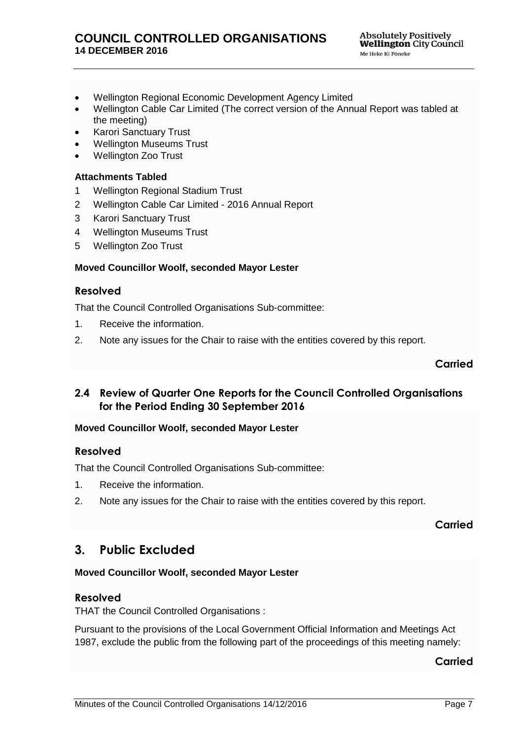- Wellington Regional Economic Development Agency Limited
- Wellington Cable Car Limited (The correct version of the Annual Report was tabled at the meeting)
- Karori Sanctuary Trust
- Wellington Museums Trust
- Wellington Zoo Trust

**Attachments Tabled**

1 Wellington Regional Stadium Trust
2 Wellington Cable Car Limited - 2016 Annual Report
3 Karori Sanctuary Trust
4 Wellington Museums Trust
5 Wellington Zoo Trust

**Moved Councillor Woolf, seconded Mayor Lester**

### Resolved

That the Council Controlled Organisations Sub-committee:

1. Receive the information.
2. Note any issues for the Chair to raise with the entities covered by this report.

**Carried**

## 2.4 Review of Quarter One Reports for the Council Controlled Organisations for the Period Ending 30 September 2016

**Moved Councillor Woolf, seconded Mayor Lester**

### Resolved

That the Council Controlled Organisations Sub-committee:

1. Receive the information.
2. Note any issues for the Chair to raise with the entities covered by this report.

**Carried**

# 3. Public Excluded

**Moved Councillor Woolf, seconded Mayor Lester**

### Resolved

THAT the Council Controlled Organisations :

Pursuant to the provisions of the Local Government Official Information and Meetings Act 1987, exclude the public from the following part of the proceedings of this meeting namely:

**Carried**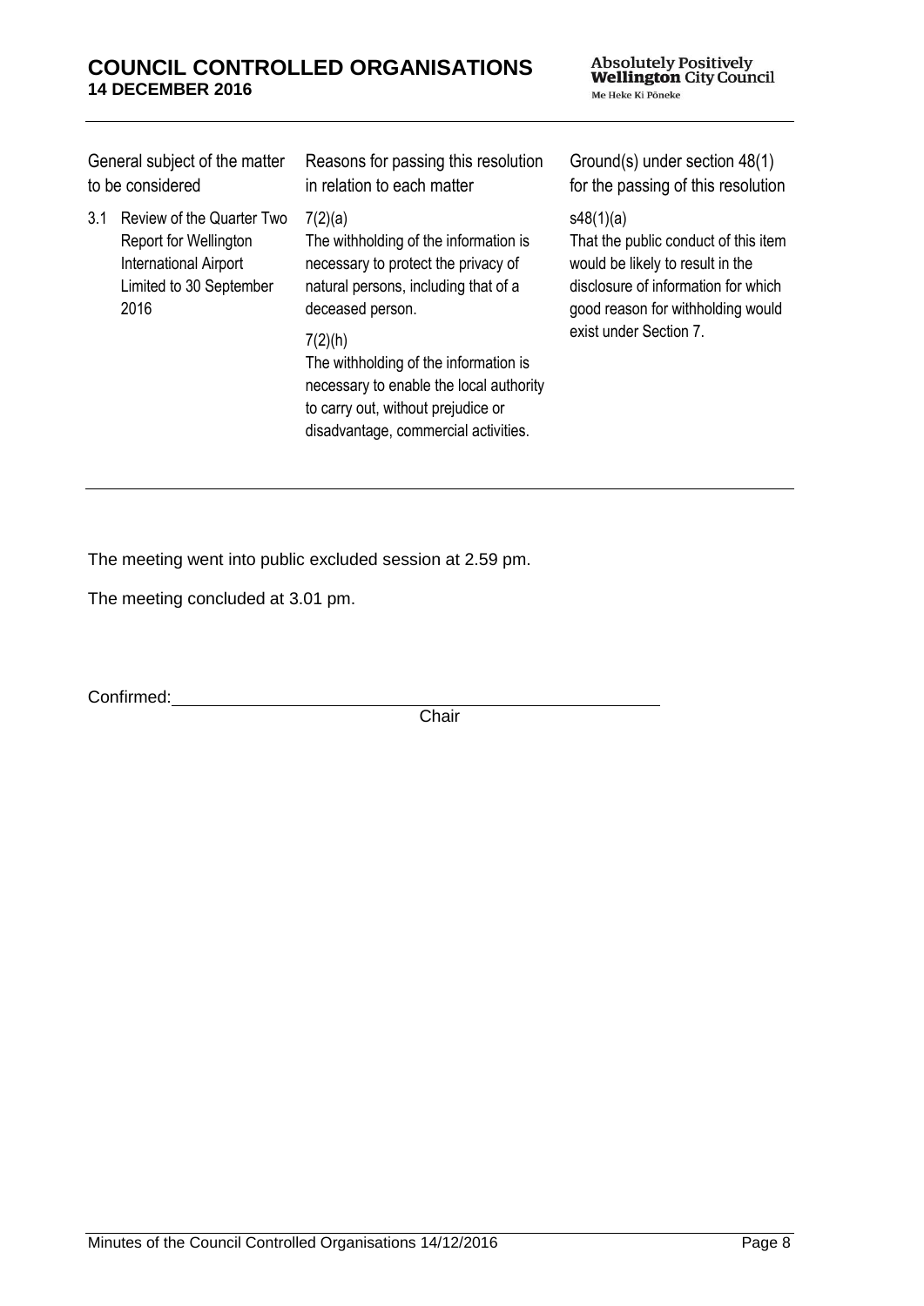| General subject of the matter to be considered | Reasons for passing this resolution in relation to each matter | Ground(s) under section 48(1) for the passing of this resolution |
|---|---|---|
| 3.1 Review of the Quarter Two Report for Wellington International Airport Limited to 30 September 2016 | 7(2)(a)<br>The withholding of the information is necessary to protect the privacy of natural persons, including that of a deceased person.<br><br>7(2)(h)<br>The withholding of the information is necessary to enable the local authority to carry out, without prejudice or disadvantage, commercial activities. | s48(1)(a)<br>That the public conduct of this item would be likely to result in the disclosure of information for which good reason for withholding would exist under Section 7. |

The meeting went into public excluded session at 2.59 pm.

The meeting concluded at 3.01 pm.

Confirmed: ______________________________________________

Chair